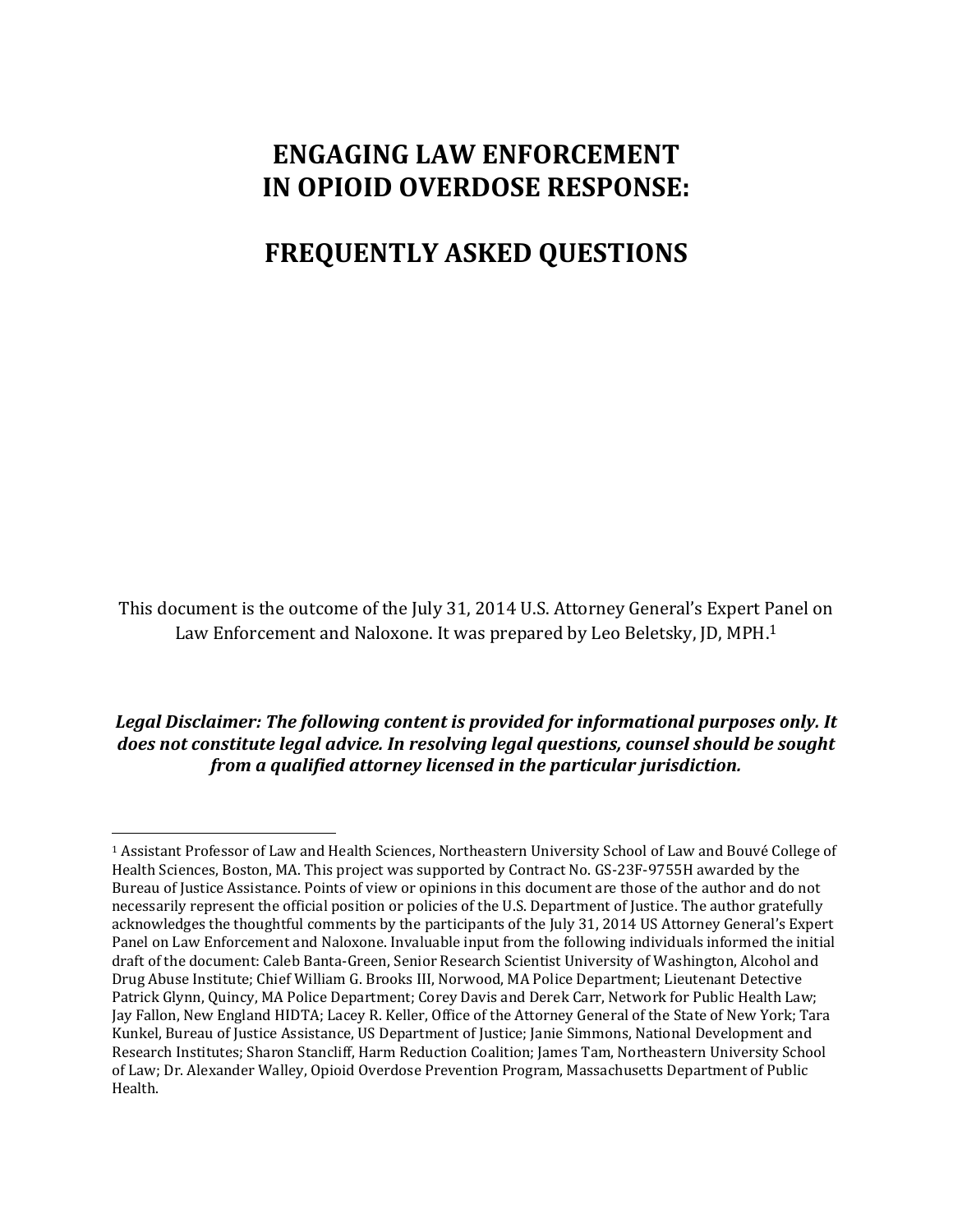# ENGAGING LAW ENFORCEMENT IN OPIOID OVERDOSE RESPONSE:

# FREQUENTLY ASKED QUESTIONS

This document is the outcome of the July 31, 2014 U.S. Attorney General's Expert Panel on Law Enforcement and Naloxone. It was prepared by Leo Beletsky, JD, MPH.[1]

***Legal Disclaimer: The following content is provided for informational purposes only. It does not constitute legal advice. In resolving legal questions, counsel should be sought from a qualified attorney licensed in the particular jurisdiction.***

---

[1] Assistant Professor of Law and Health Sciences, Northeastern University School of Law and Bouvé College of Health Sciences, Boston, MA. This project was supported by Contract No. GS-23F-9755H awarded by the Bureau of Justice Assistance. Points of view or opinions in this document are those of the author and do not necessarily represent the official position or policies of the U.S. Department of Justice. The author gratefully acknowledges the thoughtful comments by the participants of the July 31, 2014 US Attorney General's Expert Panel on Law Enforcement and Naloxone. Invaluable input from the following individuals informed the initial draft of the document: Caleb Banta-Green, Senior Research Scientist University of Washington, Alcohol and Drug Abuse Institute; Chief William G. Brooks III, Norwood, MA Police Department; Lieutenant Detective Patrick Glynn, Quincy, MA Police Department; Corey Davis and Derek Carr, Network for Public Health Law; Jay Fallon, New England HIDTA; Lacey R. Keller, Office of the Attorney General of the State of New York; Tara Kunkel, Bureau of Justice Assistance, US Department of Justice; Janie Simmons, National Development and Research Institutes; Sharon Stancliff, Harm Reduction Coalition; James Tam, Northeastern University School of Law; Dr. Alexander Walley, Opioid Overdose Prevention Program, Massachusetts Department of Public Health.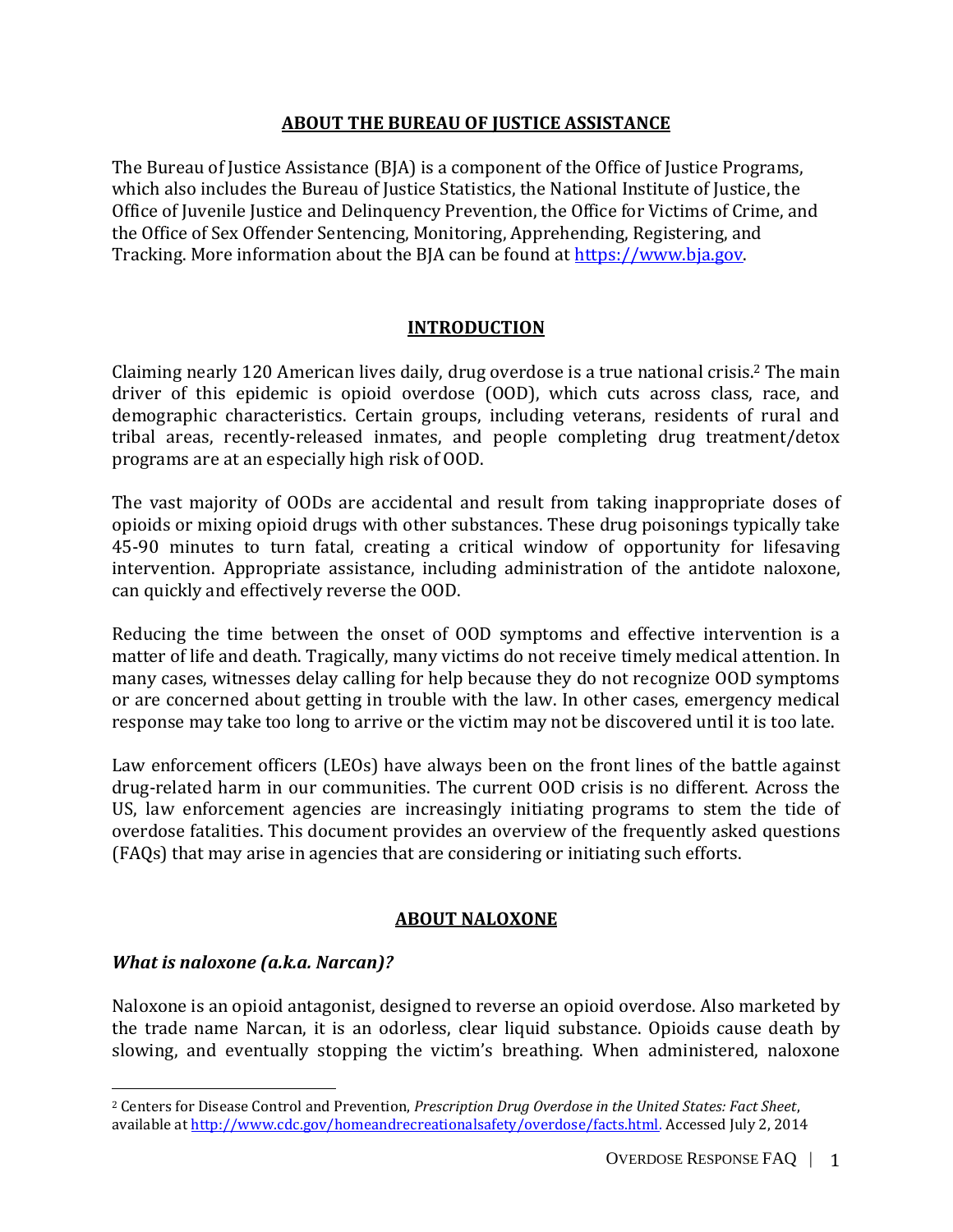## ABOUT THE BUREAU OF JUSTICE ASSISTANCE

The Bureau of Justice Assistance (BJA) is a component of the Office of Justice Programs, which also includes the Bureau of Justice Statistics, the National Institute of Justice, the Office of Juvenile Justice and Delinquency Prevention, the Office for Victims of Crime, and the Office of Sex Offender Sentencing, Monitoring, Apprehending, Registering, and Tracking. More information about the BJA can be found at https://www.bja.gov.

## INTRODUCTION

Claiming nearly 120 American lives daily, drug overdose is a true national crisis.[2] The main driver of this epidemic is opioid overdose (OOD), which cuts across class, race, and demographic characteristics. Certain groups, including veterans, residents of rural and tribal areas, recently-released inmates, and people completing drug treatment/detox programs are at an especially high risk of OOD.

The vast majority of OODs are accidental and result from taking inappropriate doses of opioids or mixing opioid drugs with other substances. These drug poisonings typically take 45-90 minutes to turn fatal, creating a critical window of opportunity for lifesaving intervention. Appropriate assistance, including administration of the antidote naloxone, can quickly and effectively reverse the OOD.

Reducing the time between the onset of OOD symptoms and effective intervention is a matter of life and death. Tragically, many victims do not receive timely medical attention. In many cases, witnesses delay calling for help because they do not recognize OOD symptoms or are concerned about getting in trouble with the law. In other cases, emergency medical response may take too long to arrive or the victim may not be discovered until it is too late.

Law enforcement officers (LEOs) have always been on the front lines of the battle against drug-related harm in our communities. The current OOD crisis is no different. Across the US, law enforcement agencies are increasingly initiating programs to stem the tide of overdose fatalities. This document provides an overview of the frequently asked questions (FAQs) that may arise in agencies that are considering or initiating such efforts.

## ABOUT NALOXONE

### *What is naloxone (a.k.a. Narcan)?*

Naloxone is an opioid antagonist, designed to reverse an opioid overdose. Also marketed by the trade name Narcan, it is an odorless, clear liquid substance. Opioids cause death by slowing, and eventually stopping the victim's breathing. When administered, naloxone

---

[2] Centers for Disease Control and Prevention, *Prescription Drug Overdose in the United States: Fact Sheet*, available at http://www.cdc.gov/homeandrecreationalsafety/overdose/facts.html. Accessed July 2, 2014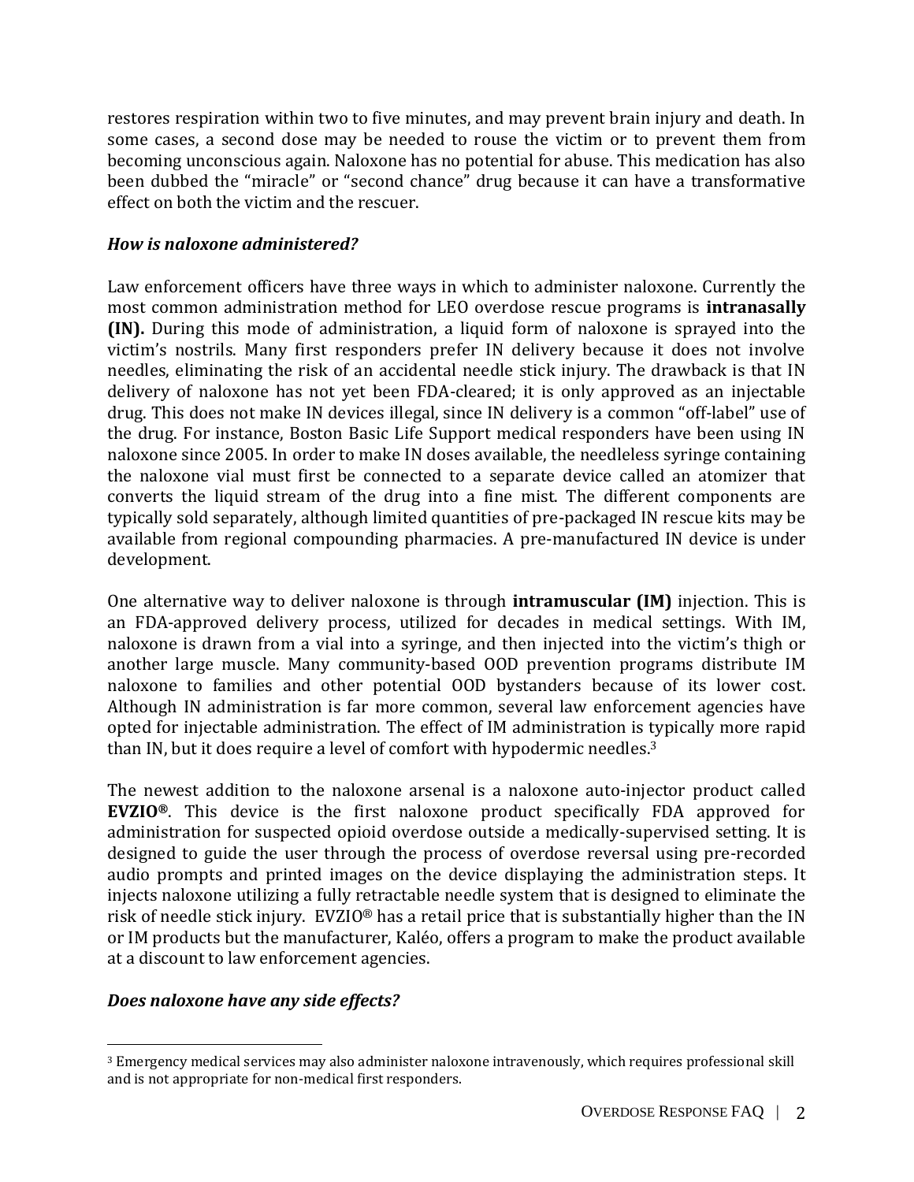restores respiration within two to five minutes, and may prevent brain injury and death. In some cases, a second dose may be needed to rouse the victim or to prevent them from becoming unconscious again. Naloxone has no potential for abuse. This medication has also been dubbed the "miracle" or "second chance" drug because it can have a transformative effect on both the victim and the rescuer.

### *How is naloxone administered?*

Law enforcement officers have three ways in which to administer naloxone. Currently the most common administration method for LEO overdose rescue programs is **intranasally (IN).** During this mode of administration, a liquid form of naloxone is sprayed into the victim's nostrils. Many first responders prefer IN delivery because it does not involve needles, eliminating the risk of an accidental needle stick injury. The drawback is that IN delivery of naloxone has not yet been FDA-cleared; it is only approved as an injectable drug. This does not make IN devices illegal, since IN delivery is a common "off-label" use of the drug. For instance, Boston Basic Life Support medical responders have been using IN naloxone since 2005. In order to make IN doses available, the needleless syringe containing the naloxone vial must first be connected to a separate device called an atomizer that converts the liquid stream of the drug into a fine mist. The different components are typically sold separately, although limited quantities of pre-packaged IN rescue kits may be available from regional compounding pharmacies. A pre-manufactured IN device is under development.

One alternative way to deliver naloxone is through **intramuscular (IM)** injection. This is an FDA-approved delivery process, utilized for decades in medical settings. With IM, naloxone is drawn from a vial into a syringe, and then injected into the victim's thigh or another large muscle. Many community-based OOD prevention programs distribute IM naloxone to families and other potential OOD bystanders because of its lower cost. Although IN administration is far more common, several law enforcement agencies have opted for injectable administration. The effect of IM administration is typically more rapid than IN, but it does require a level of comfort with hypodermic needles.[3]

The newest addition to the naloxone arsenal is a naloxone auto-injector product called **EVZIO®**. This device is the first naloxone product specifically FDA approved for administration for suspected opioid overdose outside a medically-supervised setting. It is designed to guide the user through the process of overdose reversal using pre-recorded audio prompts and printed images on the device displaying the administration steps. It injects naloxone utilizing a fully retractable needle system that is designed to eliminate the risk of needle stick injury. EVZIO® has a retail price that is substantially higher than the IN or IM products but the manufacturer, Kaléo, offers a program to make the product available at a discount to law enforcement agencies.

### *Does naloxone have any side effects?*

[3] Emergency medical services may also administer naloxone intravenously, which requires professional skill and is not appropriate for non-medical first responders.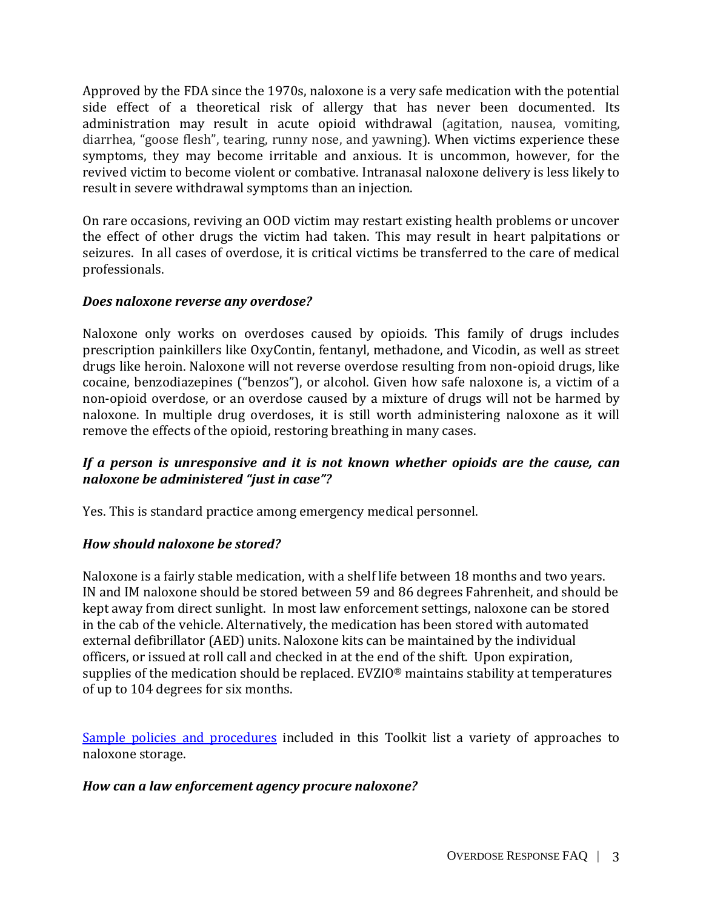Approved by the FDA since the 1970s, naloxone is a very safe medication with the potential side effect of a theoretical risk of allergy that has never been documented. Its administration may result in acute opioid withdrawal (agitation, nausea, vomiting, diarrhea, "goose flesh", tearing, runny nose, and yawning). When victims experience these symptoms, they may become irritable and anxious. It is uncommon, however, for the revived victim to become violent or combative. Intranasal naloxone delivery is less likely to result in severe withdrawal symptoms than an injection.

On rare occasions, reviving an OOD victim may restart existing health problems or uncover the effect of other drugs the victim had taken. This may result in heart palpitations or seizures. In all cases of overdose, it is critical victims be transferred to the care of medical professionals.

***Does naloxone reverse any overdose?***

Naloxone only works on overdoses caused by opioids. This family of drugs includes prescription painkillers like OxyContin, fentanyl, methadone, and Vicodin, as well as street drugs like heroin. Naloxone will not reverse overdose resulting from non-opioid drugs, like cocaine, benzodiazepines ("benzos"), or alcohol. Given how safe naloxone is, a victim of a non-opioid overdose, or an overdose caused by a mixture of drugs will not be harmed by naloxone. In multiple drug overdoses, it is still worth administering naloxone as it will remove the effects of the opioid, restoring breathing in many cases.

***If a person is unresponsive and it is not known whether opioids are the cause, can naloxone be administered "just in case"?***

Yes. This is standard practice among emergency medical personnel.

***How should naloxone be stored?***

Naloxone is a fairly stable medication, with a shelf life between 18 months and two years. IN and IM naloxone should be stored between 59 and 86 degrees Fahrenheit, and should be kept away from direct sunlight. In most law enforcement settings, naloxone can be stored in the cab of the vehicle. Alternatively, the medication has been stored with automated external defibrillator (AED) units. Naloxone kits can be maintained by the individual officers, or issued at roll call and checked in at the end of the shift. Upon expiration, supplies of the medication should be replaced. EVZIO® maintains stability at temperatures of up to 104 degrees for six months.

Sample policies and procedures included in this Toolkit list a variety of approaches to naloxone storage.

***How can a law enforcement agency procure naloxone?***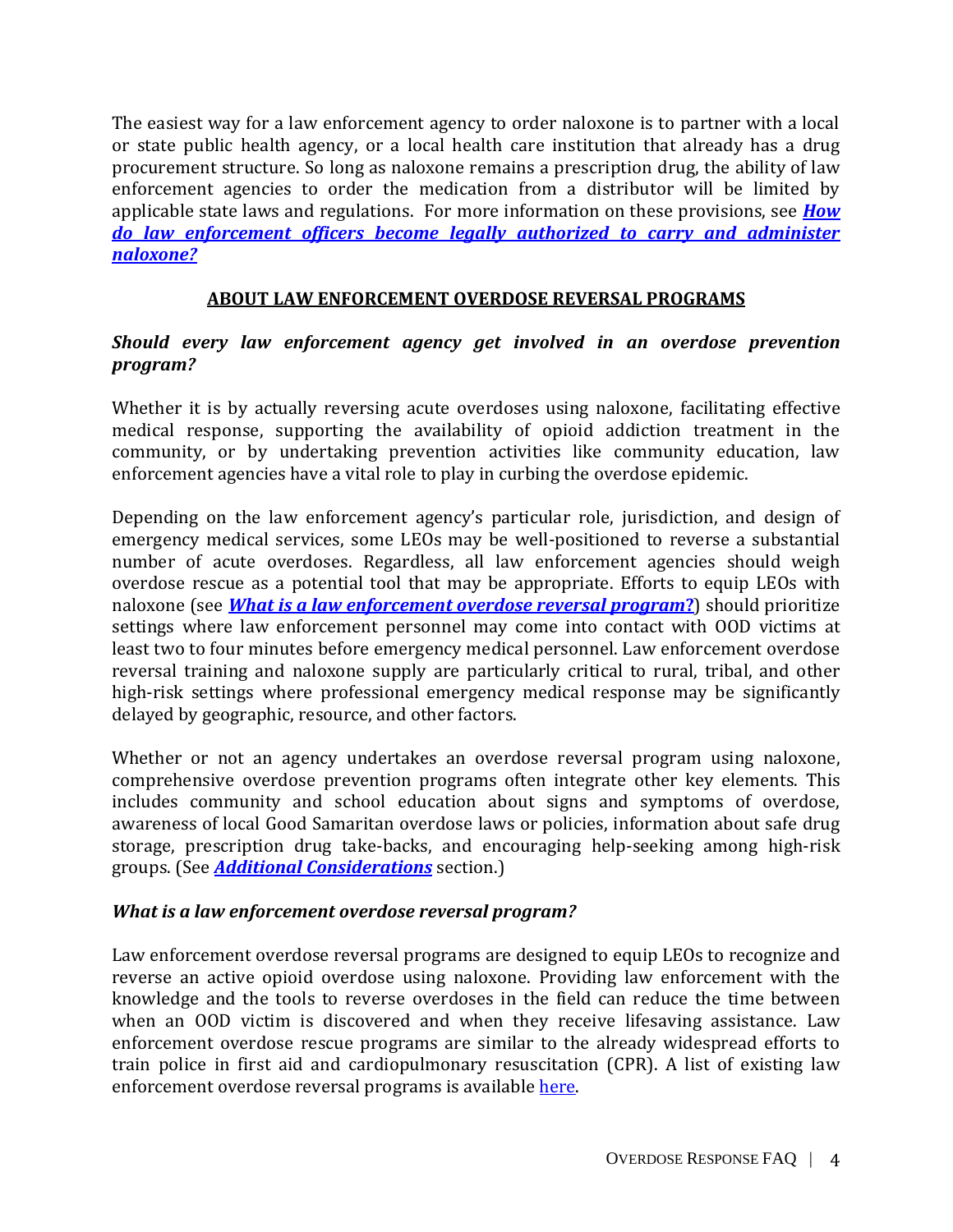The easiest way for a law enforcement agency to order naloxone is to partner with a local or state public health agency, or a local health care institution that already has a drug procurement structure. So long as naloxone remains a prescription drug, the ability of law enforcement agencies to order the medication from a distributor will be limited by applicable state laws and regulations. For more information on these provisions, see ***How do law enforcement officers become legally authorized to carry and administer naloxone?***

## ABOUT LAW ENFORCEMENT OVERDOSE REVERSAL PROGRAMS

### *Should every law enforcement agency get involved in an overdose prevention program?*

Whether it is by actually reversing acute overdoses using naloxone, facilitating effective medical response, supporting the availability of opioid addiction treatment in the community, or by undertaking prevention activities like community education, law enforcement agencies have a vital role to play in curbing the overdose epidemic.

Depending on the law enforcement agency's particular role, jurisdiction, and design of emergency medical services, some LEOs may be well-positioned to reverse a substantial number of acute overdoses. Regardless, all law enforcement agencies should weigh overdose rescue as a potential tool that may be appropriate. Efforts to equip LEOs with naloxone (see ***What is a law enforcement overdose reversal program?***) should prioritize settings where law enforcement personnel may come into contact with OOD victims at least two to four minutes before emergency medical personnel. Law enforcement overdose reversal training and naloxone supply are particularly critical to rural, tribal, and other high-risk settings where professional emergency medical response may be significantly delayed by geographic, resource, and other factors.

Whether or not an agency undertakes an overdose reversal program using naloxone, comprehensive overdose prevention programs often integrate other key elements. This includes community and school education about signs and symptoms of overdose, awareness of local Good Samaritan overdose laws or policies, information about safe drug storage, prescription drug take-backs, and encouraging help-seeking among high-risk groups. (See ***Additional Considerations*** section.)

### *What is a law enforcement overdose reversal program?*

Law enforcement overdose reversal programs are designed to equip LEOs to recognize and reverse an active opioid overdose using naloxone. Providing law enforcement with the knowledge and the tools to reverse overdoses in the field can reduce the time between when an OOD victim is discovered and when they receive lifesaving assistance. Law enforcement overdose rescue programs are similar to the already widespread efforts to train police in first aid and cardiopulmonary resuscitation (CPR). A list of existing law enforcement overdose reversal programs is available here.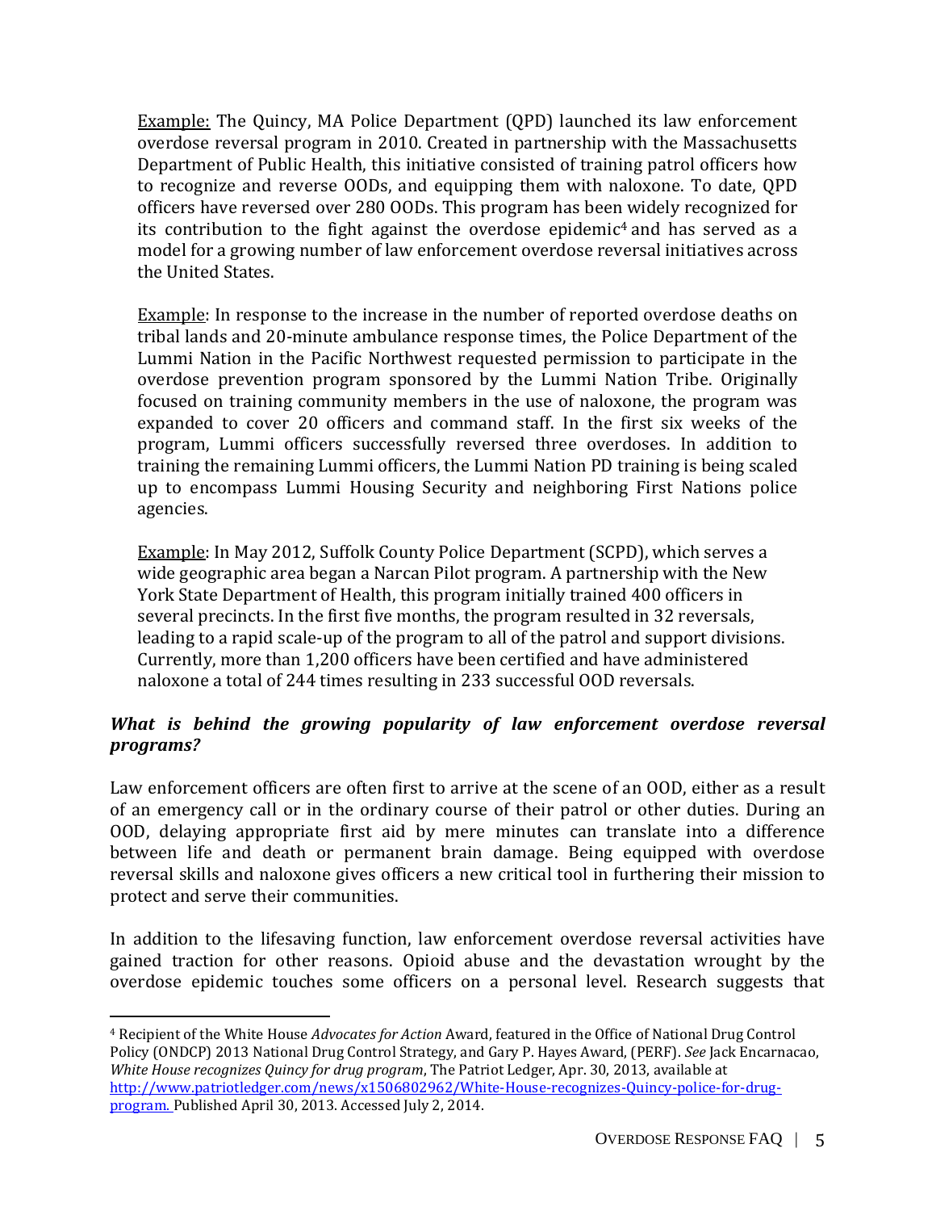<u>Example:</u> The Quincy, MA Police Department (QPD) launched its law enforcement overdose reversal program in 2010. Created in partnership with the Massachusetts Department of Public Health, this initiative consisted of training patrol officers how to recognize and reverse OODs, and equipping them with naloxone. To date, QPD officers have reversed over 280 OODs. This program has been widely recognized for its contribution to the fight against the overdose epidemic[4] and has served as a model for a growing number of law enforcement overdose reversal initiatives across the United States.

<u>Example</u>: In response to the increase in the number of reported overdose deaths on tribal lands and 20-minute ambulance response times, the Police Department of the Lummi Nation in the Pacific Northwest requested permission to participate in the overdose prevention program sponsored by the Lummi Nation Tribe. Originally focused on training community members in the use of naloxone, the program was expanded to cover 20 officers and command staff. In the first six weeks of the program, Lummi officers successfully reversed three overdoses. In addition to training the remaining Lummi officers, the Lummi Nation PD training is being scaled up to encompass Lummi Housing Security and neighboring First Nations police agencies.

<u>Example</u>: In May 2012, Suffolk County Police Department (SCPD), which serves a wide geographic area began a Narcan Pilot program. A partnership with the New York State Department of Health, this program initially trained 400 officers in several precincts. In the first five months, the program resulted in 32 reversals, leading to a rapid scale-up of the program to all of the patrol and support divisions. Currently, more than 1,200 officers have been certified and have administered naloxone a total of 244 times resulting in 233 successful OOD reversals.

***What is behind the growing popularity of law enforcement overdose reversal programs?***

Law enforcement officers are often first to arrive at the scene of an OOD, either as a result of an emergency call or in the ordinary course of their patrol or other duties. During an OOD, delaying appropriate first aid by mere minutes can translate into a difference between life and death or permanent brain damage. Being equipped with overdose reversal skills and naloxone gives officers a new critical tool in furthering their mission to protect and serve their communities.

In addition to the lifesaving function, law enforcement overdose reversal activities have gained traction for other reasons. Opioid abuse and the devastation wrought by the overdose epidemic touches some officers on a personal level. Research suggests that

---

[4] Recipient of the White House *Advocates for Action* Award, featured in the Office of National Drug Control Policy (ONDCP) 2013 National Drug Control Strategy, and Gary P. Hayes Award, (PERF). *See* Jack Encarnacao, *White House recognizes Quincy for drug program*, The Patriot Ledger, Apr. 30, 2013, available at http://www.patriotledger.com/news/x1506802962/White-House-recognizes-Quincy-police-for-drug-program. Published April 30, 2013. Accessed July 2, 2014.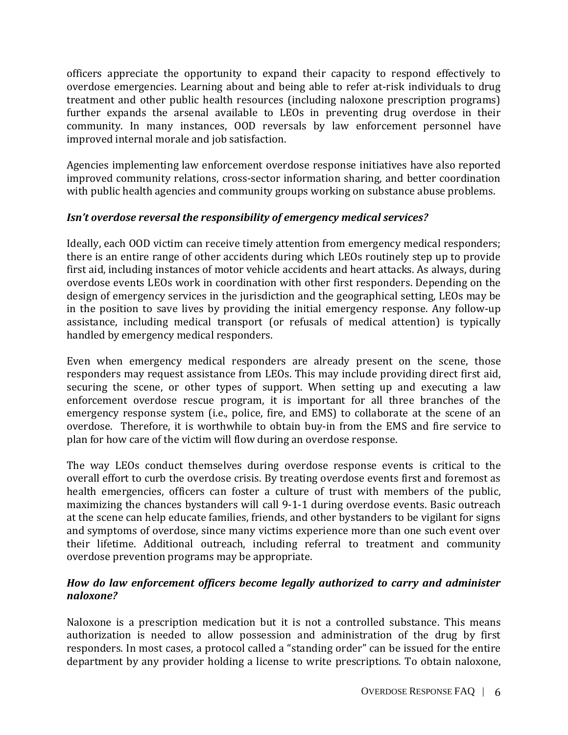officers appreciate the opportunity to expand their capacity to respond effectively to overdose emergencies. Learning about and being able to refer at-risk individuals to drug treatment and other public health resources (including naloxone prescription programs) further expands the arsenal available to LEOs in preventing drug overdose in their community. In many instances, OOD reversals by law enforcement personnel have improved internal morale and job satisfaction.

Agencies implementing law enforcement overdose response initiatives have also reported improved community relations, cross-sector information sharing, and better coordination with public health agencies and community groups working on substance abuse problems.

***Isn't overdose reversal the responsibility of emergency medical services?***

Ideally, each OOD victim can receive timely attention from emergency medical responders; there is an entire range of other accidents during which LEOs routinely step up to provide first aid, including instances of motor vehicle accidents and heart attacks. As always, during overdose events LEOs work in coordination with other first responders. Depending on the design of emergency services in the jurisdiction and the geographical setting, LEOs may be in the position to save lives by providing the initial emergency response. Any follow-up assistance, including medical transport (or refusals of medical attention) is typically handled by emergency medical responders.

Even when emergency medical responders are already present on the scene, those responders may request assistance from LEOs. This may include providing direct first aid, securing the scene, or other types of support. When setting up and executing a law enforcement overdose rescue program, it is important for all three branches of the emergency response system (i.e., police, fire, and EMS) to collaborate at the scene of an overdose. Therefore, it is worthwhile to obtain buy-in from the EMS and fire service to plan for how care of the victim will flow during an overdose response.

The way LEOs conduct themselves during overdose response events is critical to the overall effort to curb the overdose crisis. By treating overdose events first and foremost as health emergencies, officers can foster a culture of trust with members of the public, maximizing the chances bystanders will call 9-1-1 during overdose events. Basic outreach at the scene can help educate families, friends, and other bystanders to be vigilant for signs and symptoms of overdose, since many victims experience more than one such event over their lifetime. Additional outreach, including referral to treatment and community overdose prevention programs may be appropriate.

***How do law enforcement officers become legally authorized to carry and administer naloxone?***

Naloxone is a prescription medication but it is not a controlled substance. This means authorization is needed to allow possession and administration of the drug by first responders. In most cases, a protocol called a "standing order" can be issued for the entire department by any provider holding a license to write prescriptions. To obtain naloxone,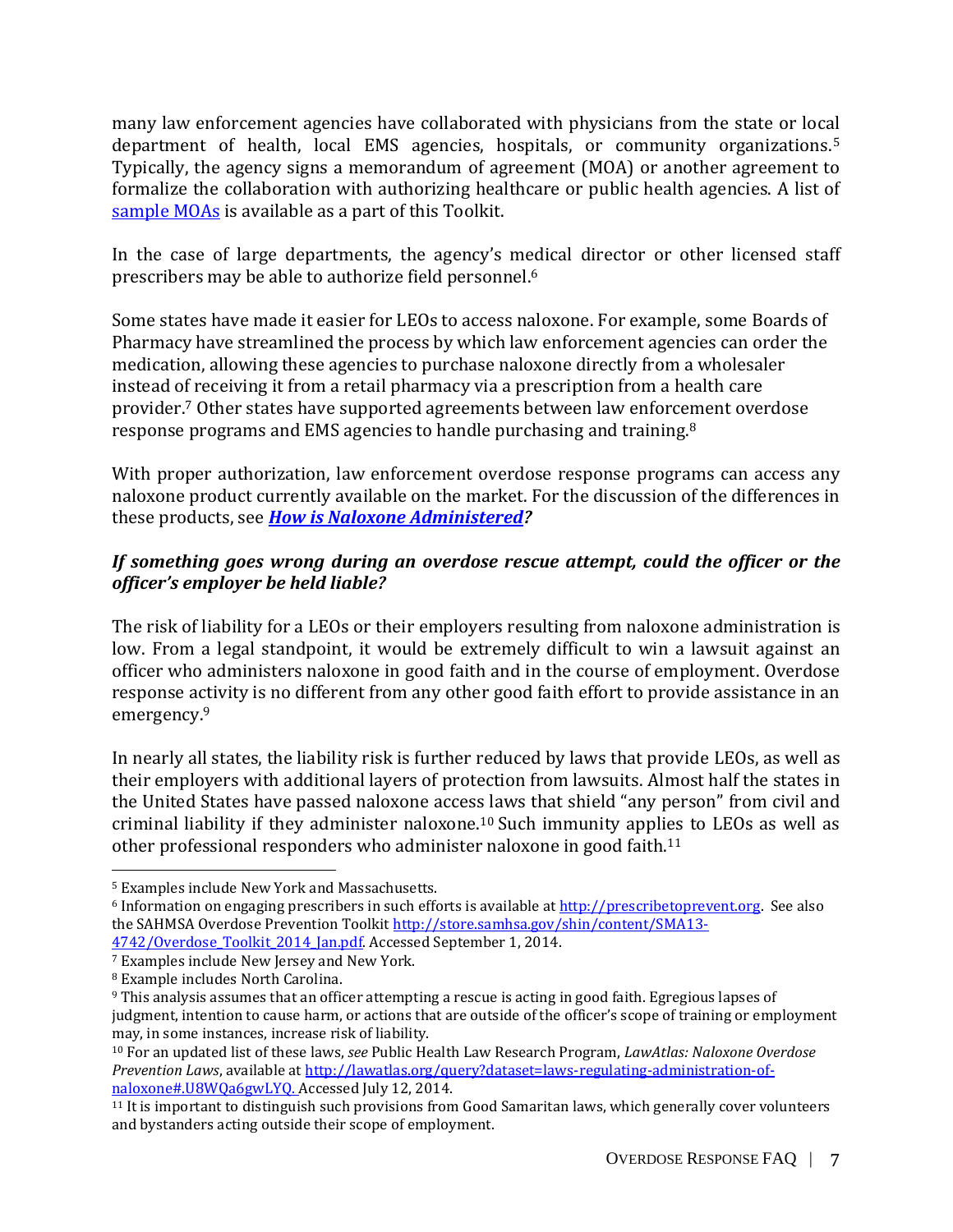many law enforcement agencies have collaborated with physicians from the state or local department of health, local EMS agencies, hospitals, or community organizations.[5] Typically, the agency signs a memorandum of agreement (MOA) or another agreement to formalize the collaboration with authorizing healthcare or public health agencies. A list of [sample MOAs](#) is available as a part of this Toolkit.

In the case of large departments, the agency's medical director or other licensed staff prescribers may be able to authorize field personnel.[6]

Some states have made it easier for LEOs to access naloxone. For example, some Boards of Pharmacy have streamlined the process by which law enforcement agencies can order the medication, allowing these agencies to purchase naloxone directly from a wholesaler instead of receiving it from a retail pharmacy via a prescription from a health care provider.[7] Other states have supported agreements between law enforcement overdose response programs and EMS agencies to handle purchasing and training.[8]

With proper authorization, law enforcement overdose response programs can access any naloxone product currently available on the market. For the discussion of the differences in these products, see ***How is Naloxone Administered?***

### *If something goes wrong during an overdose rescue attempt, could the officer or the officer's employer be held liable?*

The risk of liability for a LEOs or their employers resulting from naloxone administration is low. From a legal standpoint, it would be extremely difficult to win a lawsuit against an officer who administers naloxone in good faith and in the course of employment. Overdose response activity is no different from any other good faith effort to provide assistance in an emergency.[9]

In nearly all states, the liability risk is further reduced by laws that provide LEOs, as well as their employers with additional layers of protection from lawsuits. Almost half the states in the United States have passed naloxone access laws that shield "any person" from civil and criminal liability if they administer naloxone.[10] Such immunity applies to LEOs as well as other professional responders who administer naloxone in good faith.[11]

---

[5] Examples include New York and Massachusetts.

[6] Information on engaging prescribers in such efforts is available at http://prescribetoprevent.org. See also the SAHMSA Overdose Prevention Toolkit http://store.samhsa.gov/shin/content/SMA13-4742/Overdose_Toolkit_2014_Jan.pdf. Accessed September 1, 2014.

[7] Examples include New Jersey and New York.

[8] Example includes North Carolina.

[9] This analysis assumes that an officer attempting a rescue is acting in good faith. Egregious lapses of judgment, intention to cause harm, or actions that are outside of the officer's scope of training or employment may, in some instances, increase risk of liability.

[10] For an updated list of these laws, *see* Public Health Law Research Program, *LawAtlas: Naloxone Overdose Prevention Laws*, available at http://lawatlas.org/query?dataset=laws-regulating-administration-of-naloxone#.U8WQa6gwLYQ. Accessed July 12, 2014.

[11] It is important to distinguish such provisions from Good Samaritan laws, which generally cover volunteers and bystanders acting outside their scope of employment.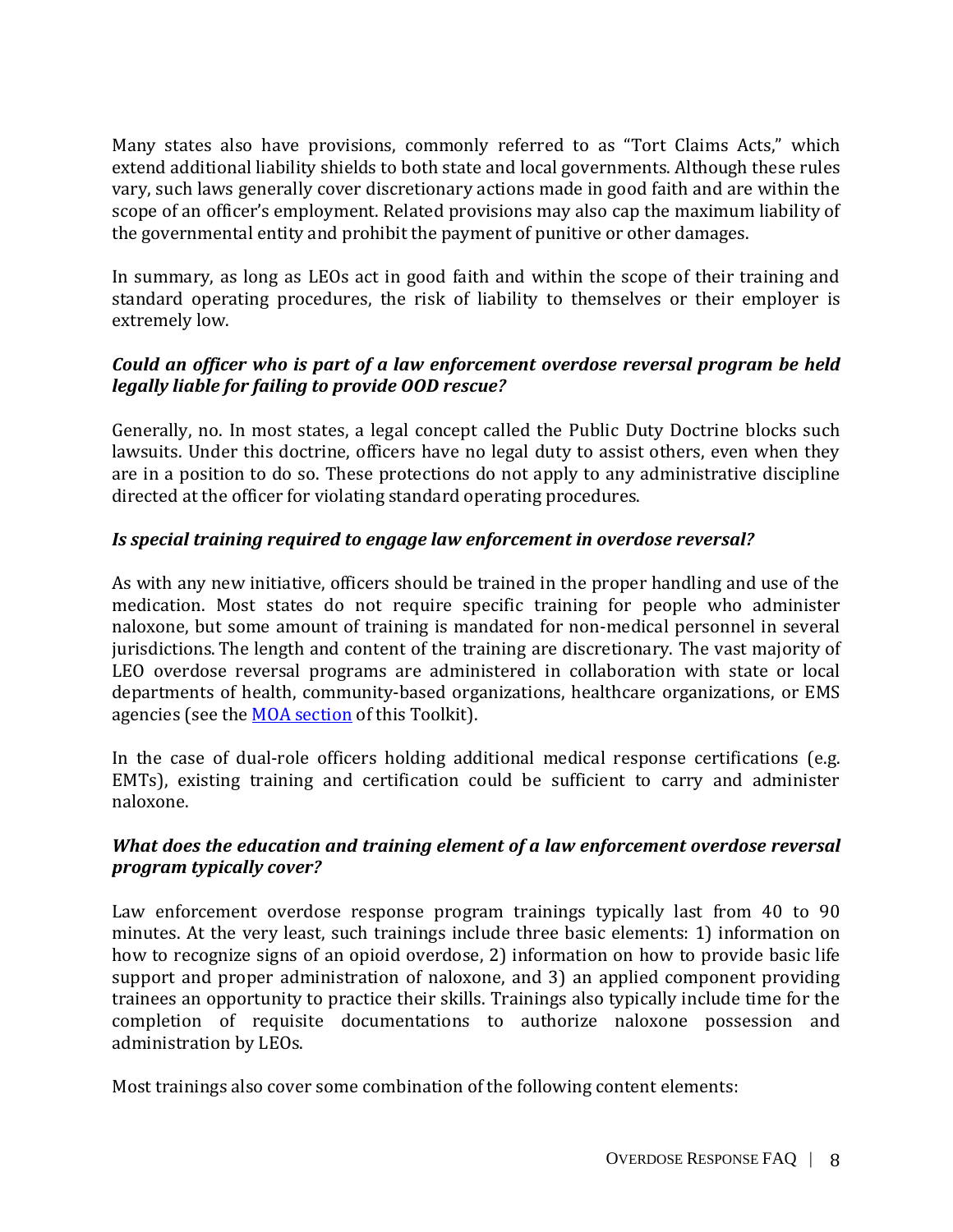Many states also have provisions, commonly referred to as "Tort Claims Acts," which extend additional liability shields to both state and local governments. Although these rules vary, such laws generally cover discretionary actions made in good faith and are within the scope of an officer's employment. Related provisions may also cap the maximum liability of the governmental entity and prohibit the payment of punitive or other damages.

In summary, as long as LEOs act in good faith and within the scope of their training and standard operating procedures, the risk of liability to themselves or their employer is extremely low.

### *Could an officer who is part of a law enforcement overdose reversal program be held legally liable for failing to provide OOD rescue?*

Generally, no. In most states, a legal concept called the Public Duty Doctrine blocks such lawsuits. Under this doctrine, officers have no legal duty to assist others, even when they are in a position to do so. These protections do not apply to any administrative discipline directed at the officer for violating standard operating procedures.

### *Is special training required to engage law enforcement in overdose reversal?*

As with any new initiative, officers should be trained in the proper handling and use of the medication. Most states do not require specific training for people who administer naloxone, but some amount of training is mandated for non-medical personnel in several jurisdictions. The length and content of the training are discretionary. The vast majority of LEO overdose reversal programs are administered in collaboration with state or local departments of health, community-based organizations, healthcare organizations, or EMS agencies (see the MOA section of this Toolkit).

In the case of dual-role officers holding additional medical response certifications (e.g. EMTs), existing training and certification could be sufficient to carry and administer naloxone.

### *What does the education and training element of a law enforcement overdose reversal program typically cover?*

Law enforcement overdose response program trainings typically last from 40 to 90 minutes. At the very least, such trainings include three basic elements: 1) information on how to recognize signs of an opioid overdose, 2) information on how to provide basic life support and proper administration of naloxone, and 3) an applied component providing trainees an opportunity to practice their skills. Trainings also typically include time for the completion of requisite documentations to authorize naloxone possession and administration by LEOs.

Most trainings also cover some combination of the following content elements: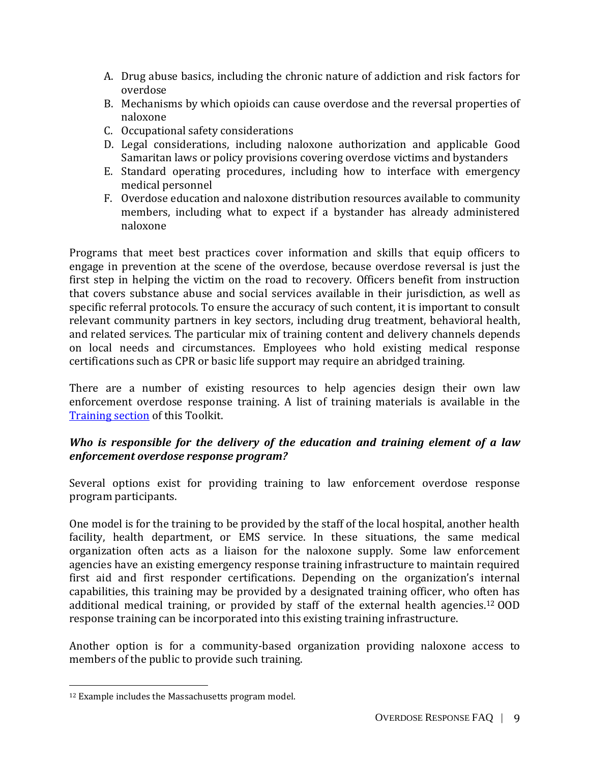A. Drug abuse basics, including the chronic nature of addiction and risk factors for overdose
B. Mechanisms by which opioids can cause overdose and the reversal properties of naloxone
C. Occupational safety considerations
D. Legal considerations, including naloxone authorization and applicable Good Samaritan laws or policy provisions covering overdose victims and bystanders
E. Standard operating procedures, including how to interface with emergency medical personnel
F. Overdose education and naloxone distribution resources available to community members, including what to expect if a bystander has already administered naloxone

Programs that meet best practices cover information and skills that equip officers to engage in prevention at the scene of the overdose, because overdose reversal is just the first step in helping the victim on the road to recovery. Officers benefit from instruction that covers substance abuse and social services available in their jurisdiction, as well as specific referral protocols. To ensure the accuracy of such content, it is important to consult relevant community partners in key sectors, including drug treatment, behavioral health, and related services. The particular mix of training content and delivery channels depends on local needs and circumstances. Employees who hold existing medical response certifications such as CPR or basic life support may require an abridged training.

There are a number of existing resources to help agencies design their own law enforcement overdose response training. A list of training materials is available in the Training section of this Toolkit.

***Who is responsible for the delivery of the education and training element of a law enforcement overdose response program?***

Several options exist for providing training to law enforcement overdose response program participants.

One model is for the training to be provided by the staff of the local hospital, another health facility, health department, or EMS service. In these situations, the same medical organization often acts as a liaison for the naloxone supply. Some law enforcement agencies have an existing emergency response training infrastructure to maintain required first aid and first responder certifications. Depending on the organization's internal capabilities, this training may be provided by a designated training officer, who often has additional medical training, or provided by staff of the external health agencies.[12] OOD response training can be incorporated into this existing training infrastructure.

Another option is for a community-based organization providing naloxone access to members of the public to provide such training.

[12] Example includes the Massachusetts program model.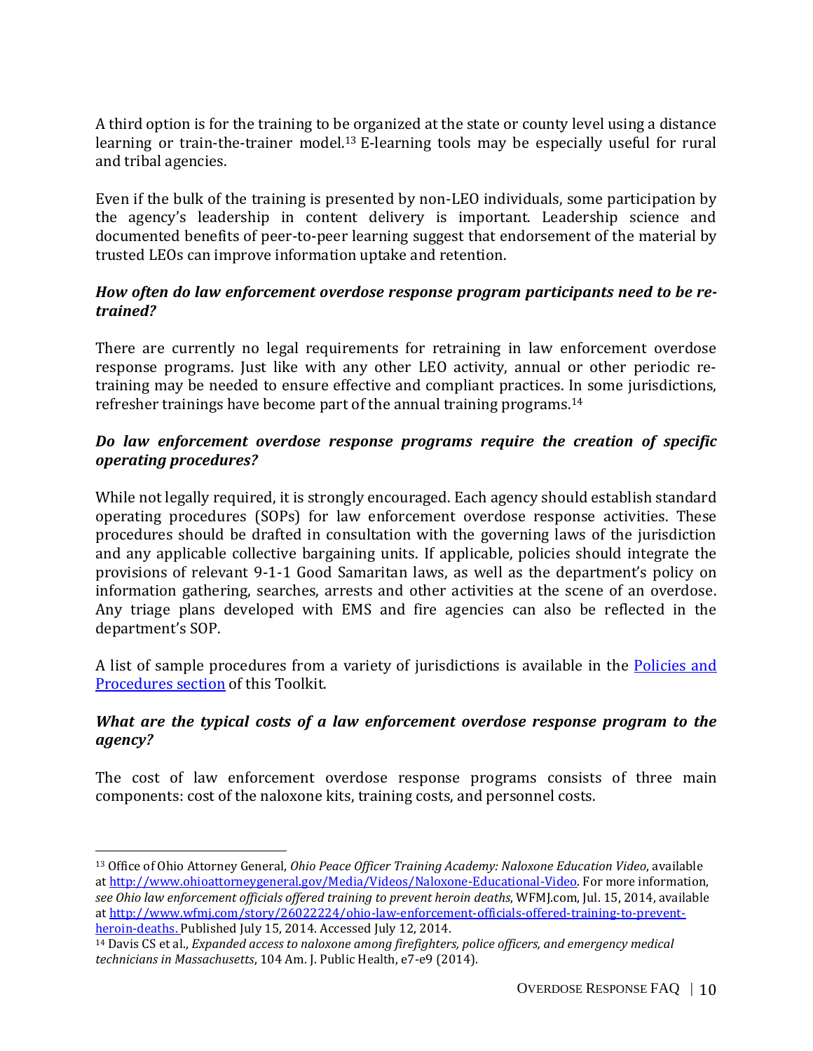A third option is for the training to be organized at the state or county level using a distance learning or train-the-trainer model.[13] E-learning tools may be especially useful for rural and tribal agencies.

Even if the bulk of the training is presented by non-LEO individuals, some participation by the agency's leadership in content delivery is important. Leadership science and documented benefits of peer-to-peer learning suggest that endorsement of the material by trusted LEOs can improve information uptake and retention.

***How often do law enforcement overdose response program participants need to be re-trained?***

There are currently no legal requirements for retraining in law enforcement overdose response programs. Just like with any other LEO activity, annual or other periodic re-training may be needed to ensure effective and compliant practices. In some jurisdictions, refresher trainings have become part of the annual training programs.[14]

***Do law enforcement overdose response programs require the creation of specific operating procedures?***

While not legally required, it is strongly encouraged. Each agency should establish standard operating procedures (SOPs) for law enforcement overdose response activities. These procedures should be drafted in consultation with the governing laws of the jurisdiction and any applicable collective bargaining units. If applicable, policies should integrate the provisions of relevant 9-1-1 Good Samaritan laws, as well as the department's policy on information gathering, searches, arrests and other activities at the scene of an overdose. Any triage plans developed with EMS and fire agencies can also be reflected in the department's SOP.

A list of sample procedures from a variety of jurisdictions is available in the [Policies and Procedures section]() of this Toolkit.

***What are the typical costs of a law enforcement overdose response program to the agency?***

The cost of law enforcement overdose response programs consists of three main components: cost of the naloxone kits, training costs, and personnel costs.

---

[13] Office of Ohio Attorney General, *Ohio Peace Officer Training Academy: Naloxone Education Video*, available at http://www.ohioattorneygeneral.gov/Media/Videos/Naloxone-Educational-Video. For more information, *see Ohio law enforcement officials offered training to prevent heroin deaths*, WFMJ.com, Jul. 15, 2014, available at http://www.wfmj.com/story/26022224/ohio-law-enforcement-officials-offered-training-to-prevent-heroin-deaths. Published July 15, 2014. Accessed July 12, 2014.

[14] Davis CS et al., *Expanded access to naloxone among firefighters, police officers, and emergency medical technicians in Massachusetts*, 104 Am. J. Public Health, e7-e9 (2014).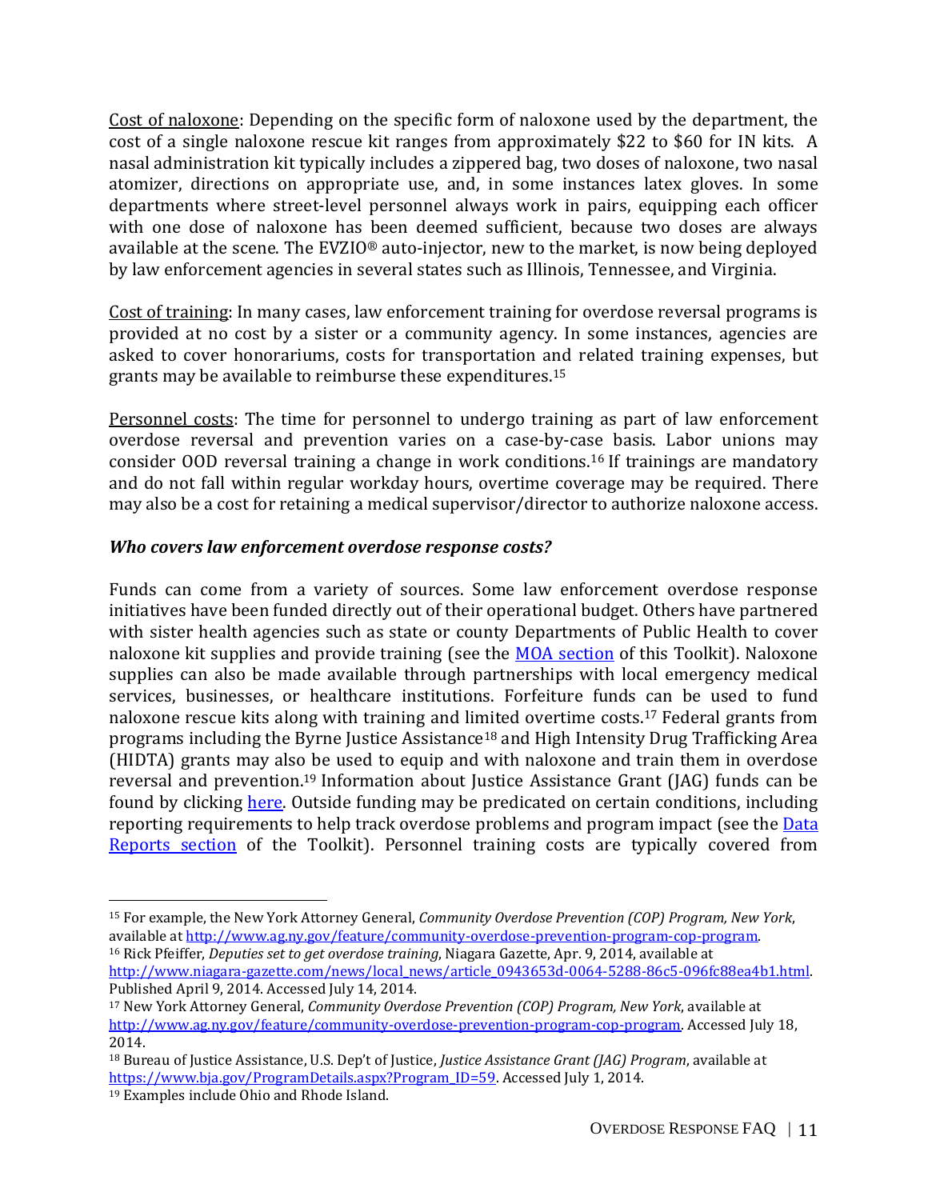Cost of naloxone: Depending on the specific form of naloxone used by the department, the cost of a single naloxone rescue kit ranges from approximately $22 to $60 for IN kits. A nasal administration kit typically includes a zippered bag, two doses of naloxone, two nasal atomizer, directions on appropriate use, and, in some instances latex gloves. In some departments where street-level personnel always work in pairs, equipping each officer with one dose of naloxone has been deemed sufficient, because two doses are always available at the scene. The EVZIO® auto-injector, new to the market, is now being deployed by law enforcement agencies in several states such as Illinois, Tennessee, and Virginia.

Cost of training: In many cases, law enforcement training for overdose reversal programs is provided at no cost by a sister or a community agency. In some instances, agencies are asked to cover honorariums, costs for transportation and related training expenses, but grants may be available to reimburse these expenditures.[15]

Personnel costs: The time for personnel to undergo training as part of law enforcement overdose reversal and prevention varies on a case-by-case basis. Labor unions may consider OOD reversal training a change in work conditions.[16] If trainings are mandatory and do not fall within regular workday hours, overtime coverage may be required. There may also be a cost for retaining a medical supervisor/director to authorize naloxone access.

### *Who covers law enforcement overdose response costs?*

Funds can come from a variety of sources. Some law enforcement overdose response initiatives have been funded directly out of their operational budget. Others have partnered with sister health agencies such as state or county Departments of Public Health to cover naloxone kit supplies and provide training (see the [MOA section]() of this Toolkit). Naloxone supplies can also be made available through partnerships with local emergency medical services, businesses, or healthcare institutions. Forfeiture funds can be used to fund naloxone rescue kits along with training and limited overtime costs.[17] Federal grants from programs including the Byrne Justice Assistance[18] and High Intensity Drug Trafficking Area (HIDTA) grants may also be used to equip and with naloxone and train them in overdose reversal and prevention.[19] Information about Justice Assistance Grant (JAG) funds can be found by clicking [here](). Outside funding may be predicated on certain conditions, including reporting requirements to help track overdose problems and program impact (see the [Data Reports section]() of the Toolkit). Personnel training costs are typically covered from

---

[15] For example, the New York Attorney General, *Community Overdose Prevention (COP) Program, New York*, available at http://www.ag.ny.gov/feature/community-overdose-prevention-program-cop-program.

[16] Rick Pfeiffer, *Deputies set to get overdose training*, Niagara Gazette, Apr. 9, 2014, available at http://www.niagara-gazette.com/news/local_news/article_0943653d-0064-5288-86c5-096fc88ea4b1.html. Published April 9, 2014. Accessed July 14, 2014.

[17] New York Attorney General, *Community Overdose Prevention (COP) Program, New York*, available at http://www.ag.ny.gov/feature/community-overdose-prevention-program-cop-program. Accessed July 18, 2014.

[18] Bureau of Justice Assistance, U.S. Dep't of Justice, *Justice Assistance Grant (JAG) Program*, available at https://www.bja.gov/ProgramDetails.aspx?Program_ID=59. Accessed July 1, 2014.

[19] Examples include Ohio and Rhode Island.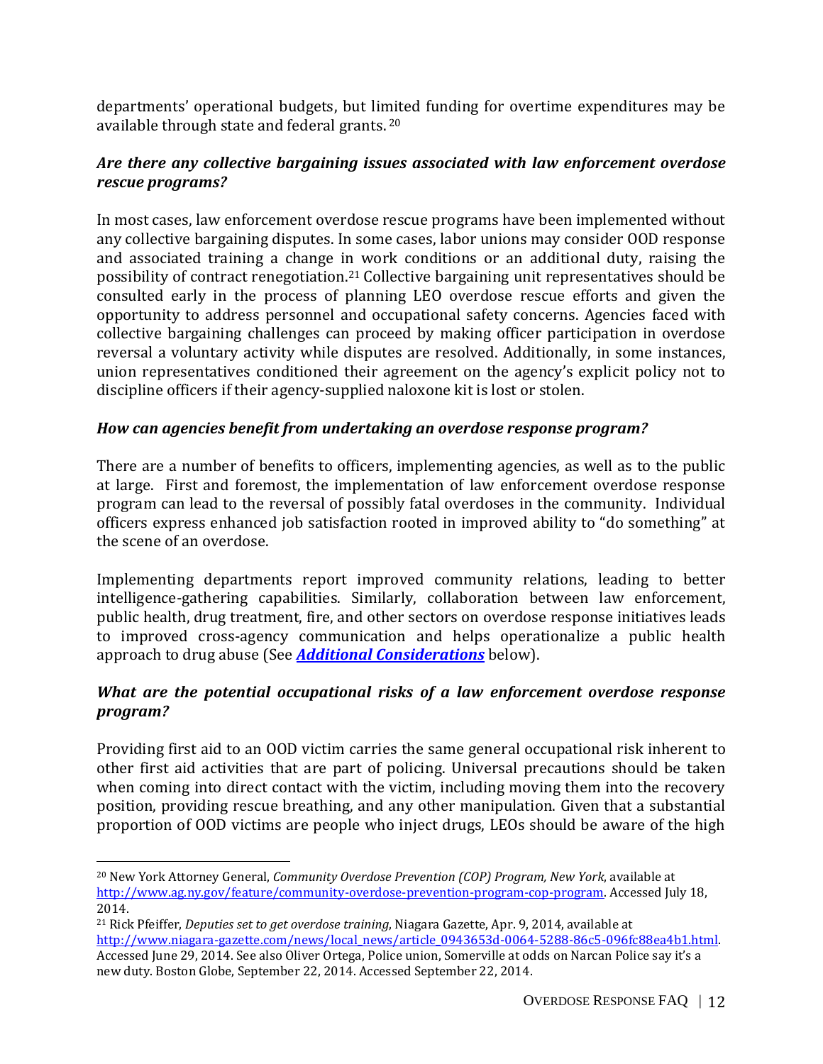departments' operational budgets, but limited funding for overtime expenditures may be available through state and federal grants. [20]

### *Are there any collective bargaining issues associated with law enforcement overdose rescue programs?*

In most cases, law enforcement overdose rescue programs have been implemented without any collective bargaining disputes. In some cases, labor unions may consider OOD response and associated training a change in work conditions or an additional duty, raising the possibility of contract renegotiation.[21] Collective bargaining unit representatives should be consulted early in the process of planning LEO overdose rescue efforts and given the opportunity to address personnel and occupational safety concerns. Agencies faced with collective bargaining challenges can proceed by making officer participation in overdose reversal a voluntary activity while disputes are resolved. Additionally, in some instances, union representatives conditioned their agreement on the agency's explicit policy not to discipline officers if their agency-supplied naloxone kit is lost or stolen.

### *How can agencies benefit from undertaking an overdose response program?*

There are a number of benefits to officers, implementing agencies, as well as to the public at large. First and foremost, the implementation of law enforcement overdose response program can lead to the reversal of possibly fatal overdoses in the community. Individual officers express enhanced job satisfaction rooted in improved ability to "do something" at the scene of an overdose.

Implementing departments report improved community relations, leading to better intelligence-gathering capabilities. Similarly, collaboration between law enforcement, public health, drug treatment, fire, and other sectors on overdose response initiatives leads to improved cross-agency communication and helps operationalize a public health approach to drug abuse (See ***Additional Considerations*** below).

### *What are the potential occupational risks of a law enforcement overdose response program?*

Providing first aid to an OOD victim carries the same general occupational risk inherent to other first aid activities that are part of policing. Universal precautions should be taken when coming into direct contact with the victim, including moving them into the recovery position, providing rescue breathing, and any other manipulation. Given that a substantial proportion of OOD victims are people who inject drugs, LEOs should be aware of the high

---

[20] New York Attorney General, *Community Overdose Prevention (COP) Program, New York*, available at http://www.ag.ny.gov/feature/community-overdose-prevention-program-cop-program. Accessed July 18, 2014.

[21] Rick Pfeiffer, *Deputies set to get overdose training*, Niagara Gazette, Apr. 9, 2014, available at http://www.niagara-gazette.com/news/local_news/article_0943653d-0064-5288-86c5-096fc88ea4b1.html. Accessed June 29, 2014. See also Oliver Ortega, Police union, Somerville at odds on Narcan Police say it's a new duty. Boston Globe, September 22, 2014. Accessed September 22, 2014.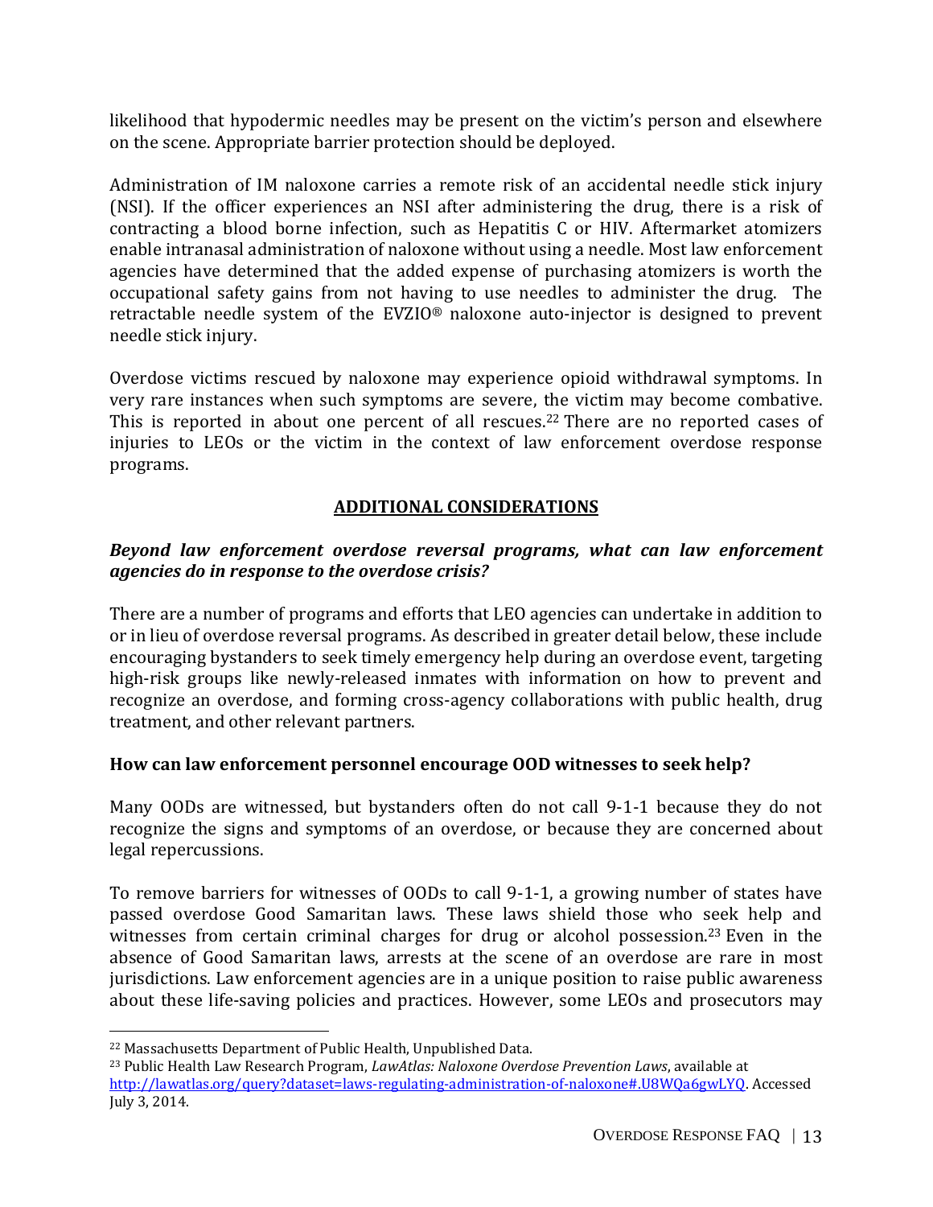likelihood that hypodermic needles may be present on the victim's person and elsewhere on the scene. Appropriate barrier protection should be deployed.

Administration of IM naloxone carries a remote risk of an accidental needle stick injury (NSI). If the officer experiences an NSI after administering the drug, there is a risk of contracting a blood borne infection, such as Hepatitis C or HIV. Aftermarket atomizers enable intranasal administration of naloxone without using a needle. Most law enforcement agencies have determined that the added expense of purchasing atomizers is worth the occupational safety gains from not having to use needles to administer the drug. The retractable needle system of the EVZIO® naloxone auto-injector is designed to prevent needle stick injury.

Overdose victims rescued by naloxone may experience opioid withdrawal symptoms. In very rare instances when such symptoms are severe, the victim may become combative. This is reported in about one percent of all rescues.[22] There are no reported cases of injuries to LEOs or the victim in the context of law enforcement overdose response programs.

## ADDITIONAL CONSIDERATIONS

***Beyond law enforcement overdose reversal programs, what can law enforcement agencies do in response to the overdose crisis?***

There are a number of programs and efforts that LEO agencies can undertake in addition to or in lieu of overdose reversal programs. As described in greater detail below, these include encouraging bystanders to seek timely emergency help during an overdose event, targeting high-risk groups like newly-released inmates with information on how to prevent and recognize an overdose, and forming cross-agency collaborations with public health, drug treatment, and other relevant partners.

**How can law enforcement personnel encourage OOD witnesses to seek help?**

Many OODs are witnessed, but bystanders often do not call 9-1-1 because they do not recognize the signs and symptoms of an overdose, or because they are concerned about legal repercussions.

To remove barriers for witnesses of OODs to call 9-1-1, a growing number of states have passed overdose Good Samaritan laws. These laws shield those who seek help and witnesses from certain criminal charges for drug or alcohol possession.[23] Even in the absence of Good Samaritan laws, arrests at the scene of an overdose are rare in most jurisdictions. Law enforcement agencies are in a unique position to raise public awareness about these life-saving policies and practices. However, some LEOs and prosecutors may

---

[22] Massachusetts Department of Public Health, Unpublished Data.

[23] Public Health Law Research Program, *LawAtlas: Naloxone Overdose Prevention Laws*, available at http://lawatlas.org/query?dataset=laws-regulating-administration-of-naloxone#.U8WQa6gwLYQ. Accessed July 3, 2014.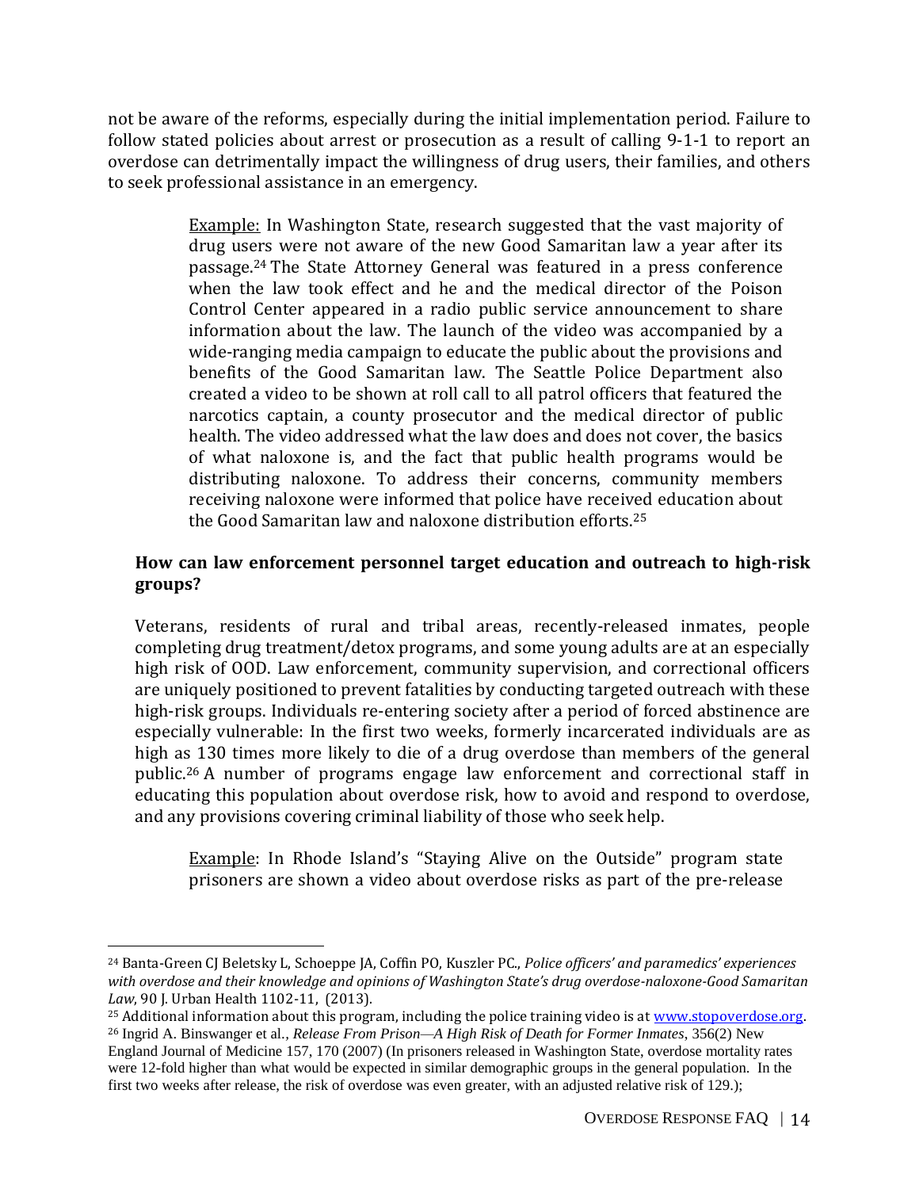not be aware of the reforms, especially during the initial implementation period. Failure to follow stated policies about arrest or prosecution as a result of calling 9-1-1 to report an overdose can detrimentally impact the willingness of drug users, their families, and others to seek professional assistance in an emergency.

> Example: In Washington State, research suggested that the vast majority of drug users were not aware of the new Good Samaritan law a year after its passage.[24] The State Attorney General was featured in a press conference when the law took effect and he and the medical director of the Poison Control Center appeared in a radio public service announcement to share information about the law. The launch of the video was accompanied by a wide-ranging media campaign to educate the public about the provisions and benefits of the Good Samaritan law. The Seattle Police Department also created a video to be shown at roll call to all patrol officers that featured the narcotics captain, a county prosecutor and the medical director of public health. The video addressed what the law does and does not cover, the basics of what naloxone is, and the fact that public health programs would be distributing naloxone. To address their concerns, community members receiving naloxone were informed that police have received education about the Good Samaritan law and naloxone distribution efforts.[25]

### How can law enforcement personnel target education and outreach to high-risk groups?

Veterans, residents of rural and tribal areas, recently-released inmates, people completing drug treatment/detox programs, and some young adults are at an especially high risk of OOD. Law enforcement, community supervision, and correctional officers are uniquely positioned to prevent fatalities by conducting targeted outreach with these high-risk groups. Individuals re-entering society after a period of forced abstinence are especially vulnerable: In the first two weeks, formerly incarcerated individuals are as high as 130 times more likely to die of a drug overdose than members of the general public.[26] A number of programs engage law enforcement and correctional staff in educating this population about overdose risk, how to avoid and respond to overdose, and any provisions covering criminal liability of those who seek help.

> Example: In Rhode Island's "Staying Alive on the Outside" program state prisoners are shown a video about overdose risks as part of the pre-release

---

[24] Banta-Green CJ Beletsky L, Schoeppe JA, Coffin PO, Kuszler PC., *Police officers' and paramedics' experiences with overdose and their knowledge and opinions of Washington State's drug overdose-naloxone-Good Samaritan Law*, 90 J. Urban Health 1102-11, (2013).

[25] Additional information about this program, including the police training video is at www.stopoverdose.org.

[26] Ingrid A. Binswanger et al., *Release From Prison—A High Risk of Death for Former Inmates*, 356(2) New England Journal of Medicine 157, 170 (2007) (In prisoners released in Washington State, overdose mortality rates were 12-fold higher than what would be expected in similar demographic groups in the general population. In the first two weeks after release, the risk of overdose was even greater, with an adjusted relative risk of 129.);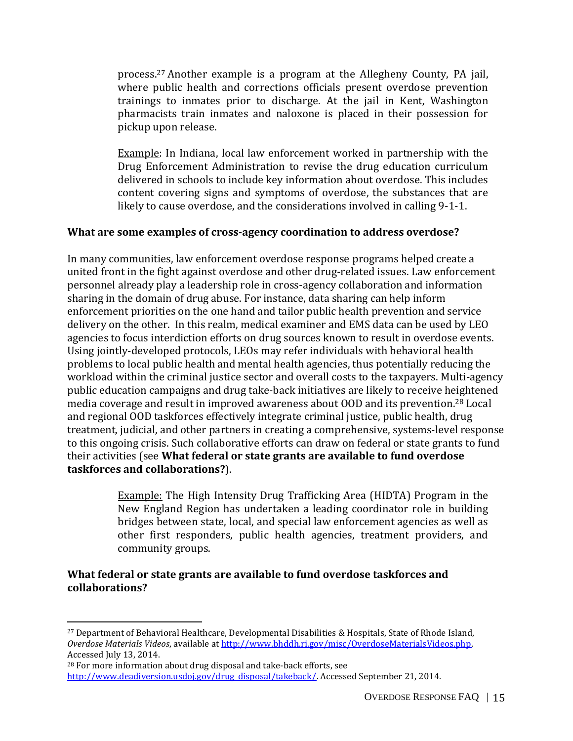process.[27] Another example is a program at the Allegheny County, PA jail, where public health and corrections officials present overdose prevention trainings to inmates prior to discharge. At the jail in Kent, Washington pharmacists train inmates and naloxone is placed in their possession for pickup upon release.

> Example: In Indiana, local law enforcement worked in partnership with the Drug Enforcement Administration to revise the drug education curriculum delivered in schools to include key information about overdose. This includes content covering signs and symptoms of overdose, the substances that are likely to cause overdose, and the considerations involved in calling 9-1-1.

**What are some examples of cross-agency coordination to address overdose?**

In many communities, law enforcement overdose response programs helped create a united front in the fight against overdose and other drug-related issues. Law enforcement personnel already play a leadership role in cross-agency collaboration and information sharing in the domain of drug abuse. For instance, data sharing can help inform enforcement priorities on the one hand and tailor public health prevention and service delivery on the other. In this realm, medical examiner and EMS data can be used by LEO agencies to focus interdiction efforts on drug sources known to result in overdose events. Using jointly-developed protocols, LEOs may refer individuals with behavioral health problems to local public health and mental health agencies, thus potentially reducing the workload within the criminal justice sector and overall costs to the taxpayers. Multi-agency public education campaigns and drug take-back initiatives are likely to receive heightened media coverage and result in improved awareness about OOD and its prevention.[28] Local and regional OOD taskforces effectively integrate criminal justice, public health, drug treatment, judicial, and other partners in creating a comprehensive, systems-level response to this ongoing crisis. Such collaborative efforts can draw on federal or state grants to fund their activities (see **What federal or state grants are available to fund overdose taskforces and collaborations?**).

> Example: The High Intensity Drug Trafficking Area (HIDTA) Program in the New England Region has undertaken a leading coordinator role in building bridges between state, local, and special law enforcement agencies as well as other first responders, public health agencies, treatment providers, and community groups.

**What federal or state grants are available to fund overdose taskforces and collaborations?**

---

[27] Department of Behavioral Healthcare, Developmental Disabilities & Hospitals, State of Rhode Island, *Overdose Materials Videos*, available at http://www.bhddh.ri.gov/misc/OverdoseMaterialsVideos.php. Accessed July 13, 2014.

[28] For more information about drug disposal and take-back efforts, see http://www.deadiversion.usdoj.gov/drug_disposal/takeback/. Accessed September 21, 2014.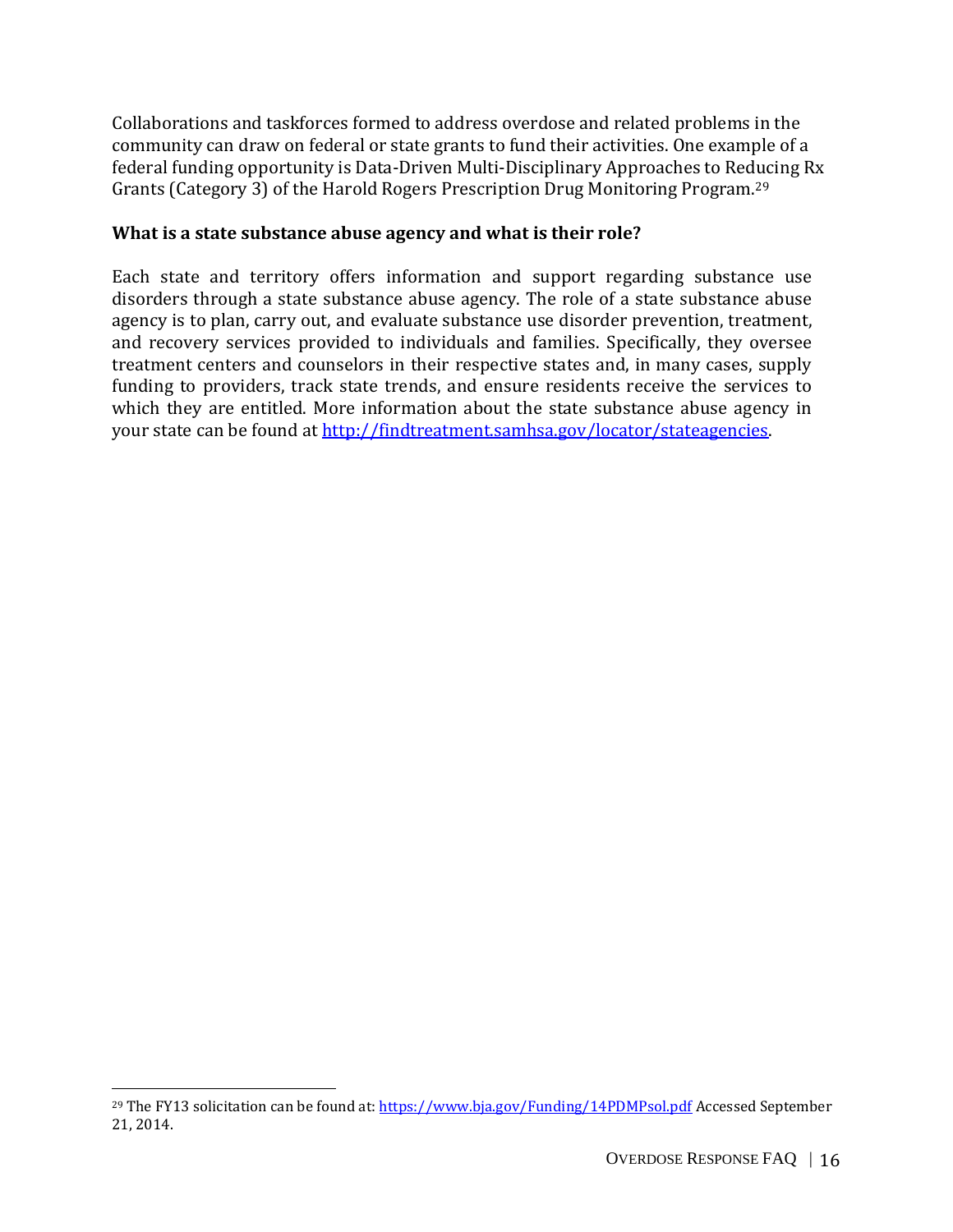Collaborations and taskforces formed to address overdose and related problems in the community can draw on federal or state grants to fund their activities. One example of a federal funding opportunity is Data-Driven Multi-Disciplinary Approaches to Reducing Rx Grants (Category 3) of the Harold Rogers Prescription Drug Monitoring Program.[29]

**What is a state substance abuse agency and what is their role?**

Each state and territory offers information and support regarding substance use disorders through a state substance abuse agency. The role of a state substance abuse agency is to plan, carry out, and evaluate substance use disorder prevention, treatment, and recovery services provided to individuals and families. Specifically, they oversee treatment centers and counselors in their respective states and, in many cases, supply funding to providers, track state trends, and ensure residents receive the services to which they are entitled. More information about the state substance abuse agency in your state can be found at http://findtreatment.samhsa.gov/locator/stateagencies.

[29] The FY13 solicitation can be found at: https://www.bja.gov/Funding/14PDMPsol.pdf Accessed September 21, 2014.